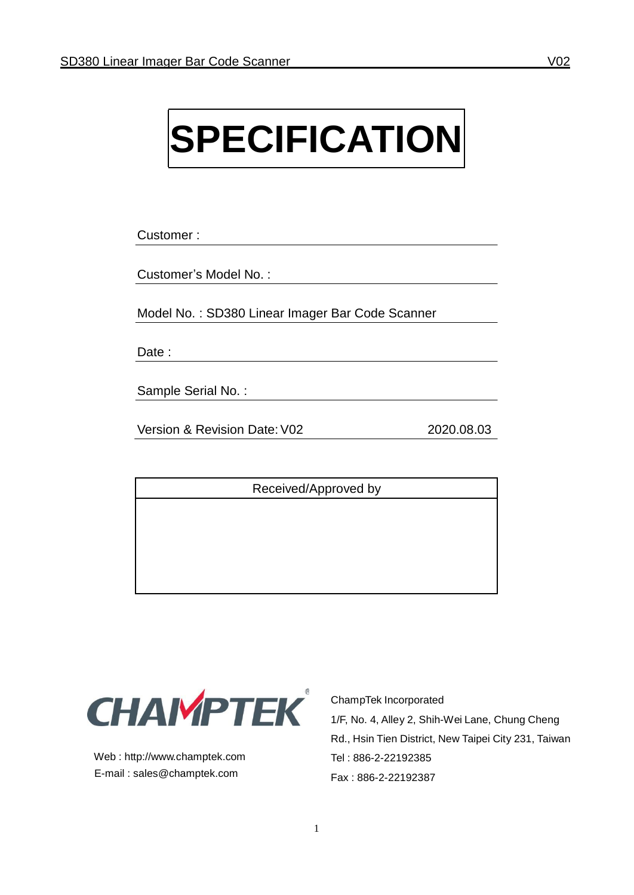# SPECIFICATION

Customer :

Customer's Model No. :

Model No. : SD380 Linear Imager Bar Code Scanner

Date :

Sample Serial No. :

Version & Revision Date: V02 2020.08.03

| Received/Approved by |
| --- |
| |

CHAMPTEK®

Web : http://www.champtek.com
E-mail : sales@champtek.com

ChampTek Incorporated
1/F, No. 4, Alley 2, Shih-Wei Lane, Chung Cheng Rd., Hsin Tien District, New Taipei City 231, Taiwan
Tel : 886-2-22192385
Fax : 886-2-22192387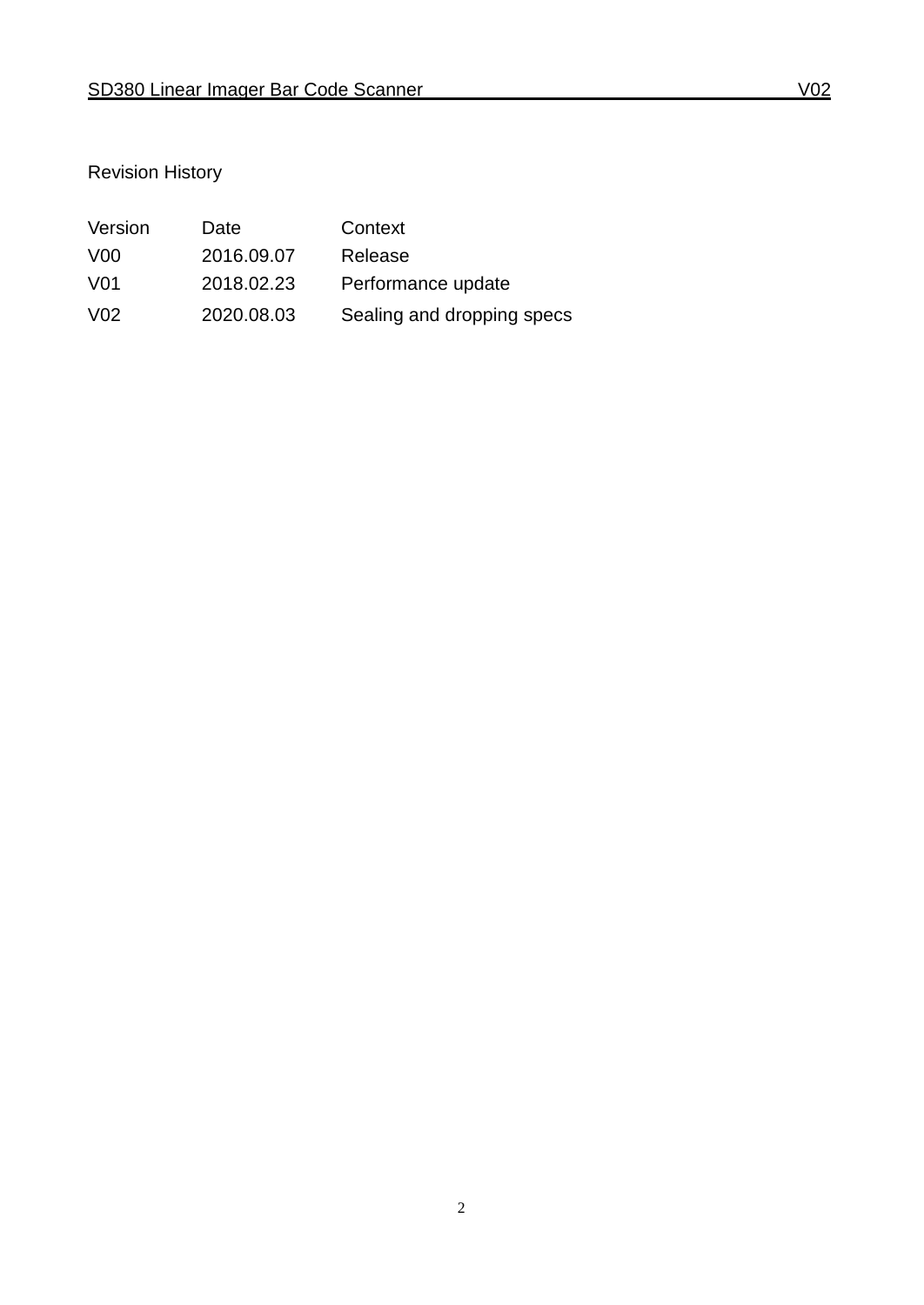## Revision History

| Version | Date | Context |
| --- | --- | --- |
| V00 | 2016.09.07 | Release |
| V01 | 2018.02.23 | Performance update |
| V02 | 2020.08.03 | Sealing and dropping specs |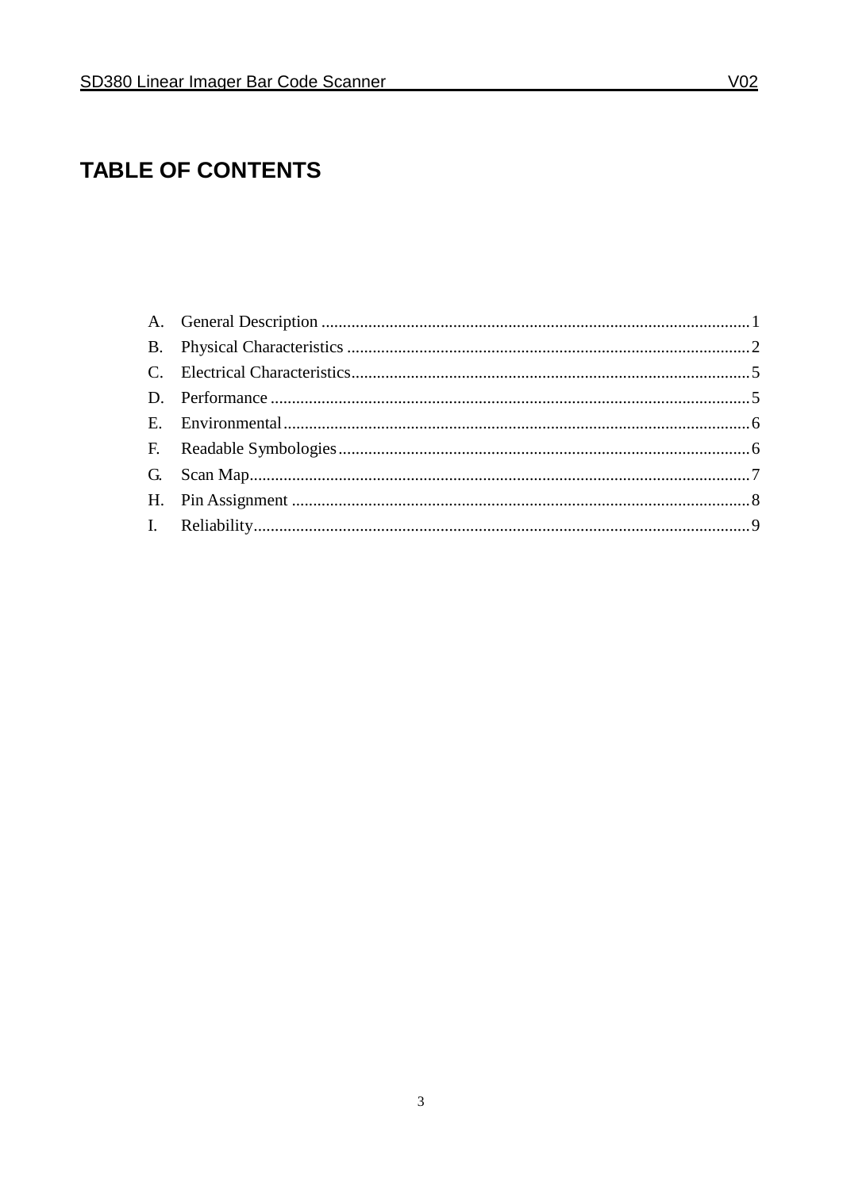# TABLE OF CONTENTS

A. General Description ....................................................................................................1
B. Physical Characteristics ..............................................................................................2
C. Electrical Characteristics.............................................................................................5
D. Performance ................................................................................................................5
E. Environmental.............................................................................................................6
F. Readable Symbologies.................................................................................................6
G. Scan Map.....................................................................................................................7
H. Pin Assignment ...........................................................................................................8
I. Reliability.....................................................................................................................9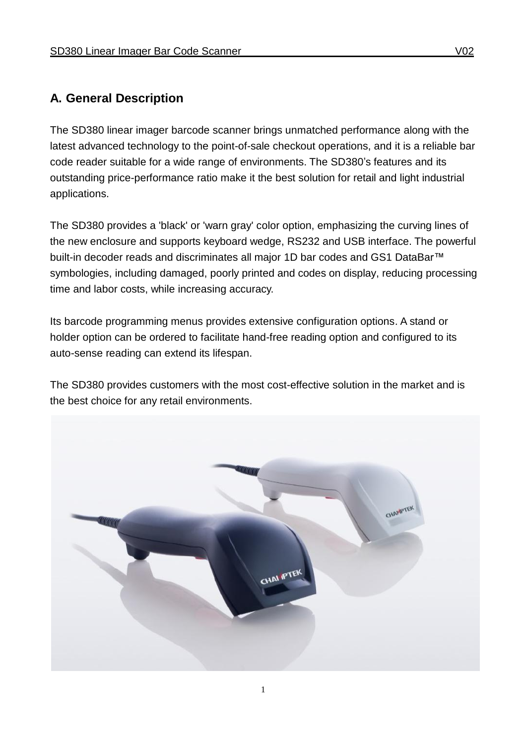## A. General Description

The SD380 linear imager barcode scanner brings unmatched performance along with the latest advanced technology to the point-of-sale checkout operations, and it is a reliable bar code reader suitable for a wide range of environments. The SD380's features and its outstanding price-performance ratio make it the best solution for retail and light industrial applications.

The SD380 provides a 'black' or 'warn gray' color option, emphasizing the curving lines of the new enclosure and supports keyboard wedge, RS232 and USB interface. The powerful built-in decoder reads and discriminates all major 1D bar codes and GS1 DataBar™ symbologies, including damaged, poorly printed and codes on display, reducing processing time and labor costs, while increasing accuracy.

Its barcode programming menus provides extensive configuration options. A stand or holder option can be ordered to facilitate hand-free reading option and configured to its auto-sense reading can extend its lifespan.

The SD380 provides customers with the most cost-effective solution in the market and is the best choice for any retail environments.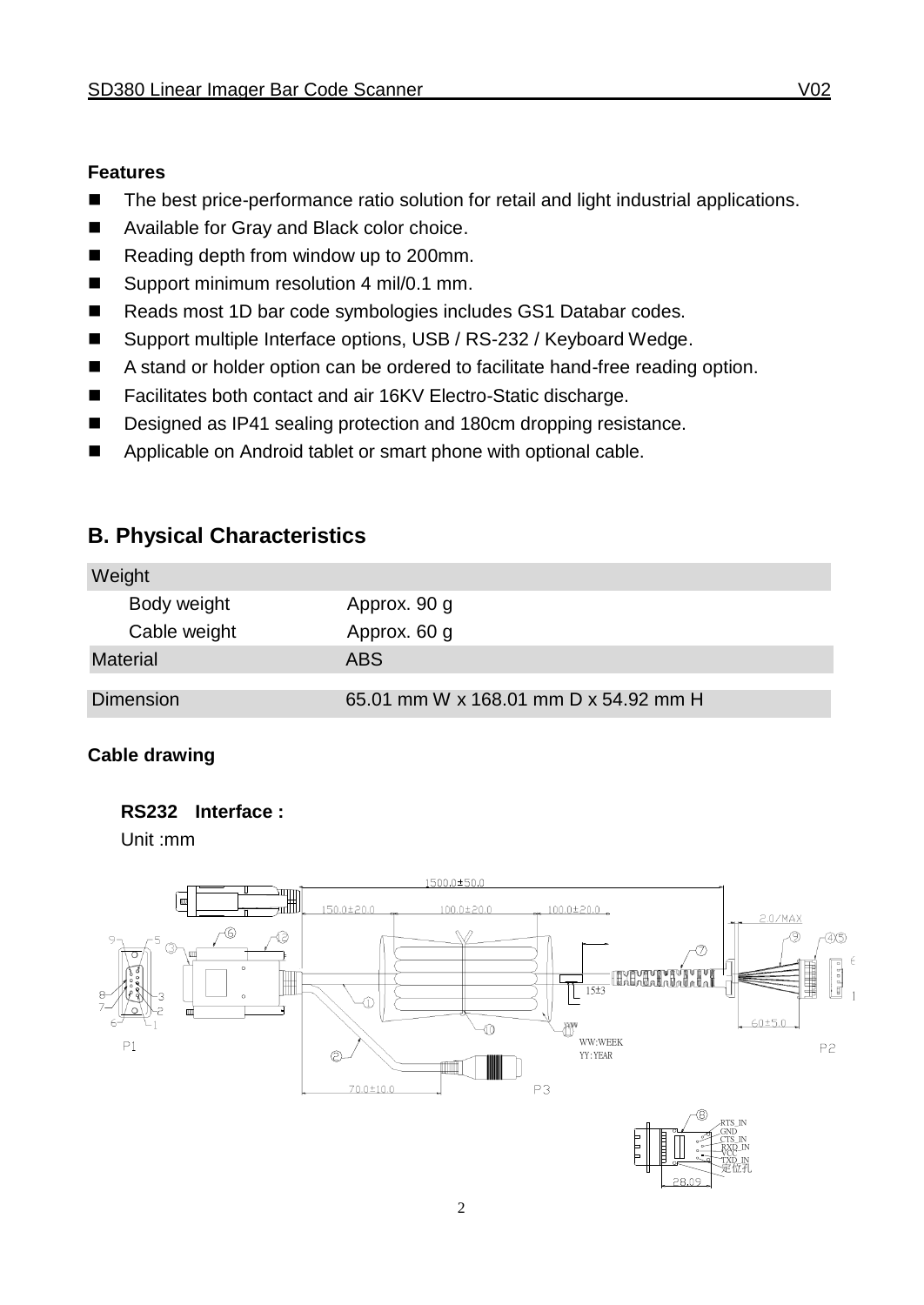### Features

- The best price-performance ratio solution for retail and light industrial applications.
- Available for Gray and Black color choice.
- Reading depth from window up to 200mm.
- Support minimum resolution 4 mil/0.1 mm.
- Reads most 1D bar code symbologies includes GS1 Databar codes.
- Support multiple Interface options, USB / RS-232 / Keyboard Wedge.
- A stand or holder option can be ordered to facilitate hand-free reading option.
- Facilitates both contact and air 16KV Electro-Static discharge.
- Designed as IP41 sealing protection and 180cm dropping resistance.
- Applicable on Android tablet or smart phone with optional cable.

## B. Physical Characteristics

| Weight | |
|---|---|
| Body weight | Approx. 90 g |
| Cable weight | Approx. 60 g |
| Material | ABS |
| Dimension | 65.01 mm W x 168.01 mm D x 54.92 mm H |

### Cable drawing

**RS232 Interface :**

Unit :mm

1500.0±50.0
150.0±20.0
100.0±20.0
100.0±20.0
2.0/MAX
15±3
60±5.0
70.0±10.0
WW:WEEK
YY:YEAR
P1
P2
P3
RTS_IN
GND
CTS_IN
RXD_IN
VCC
TXD_IN
定位孔
28.09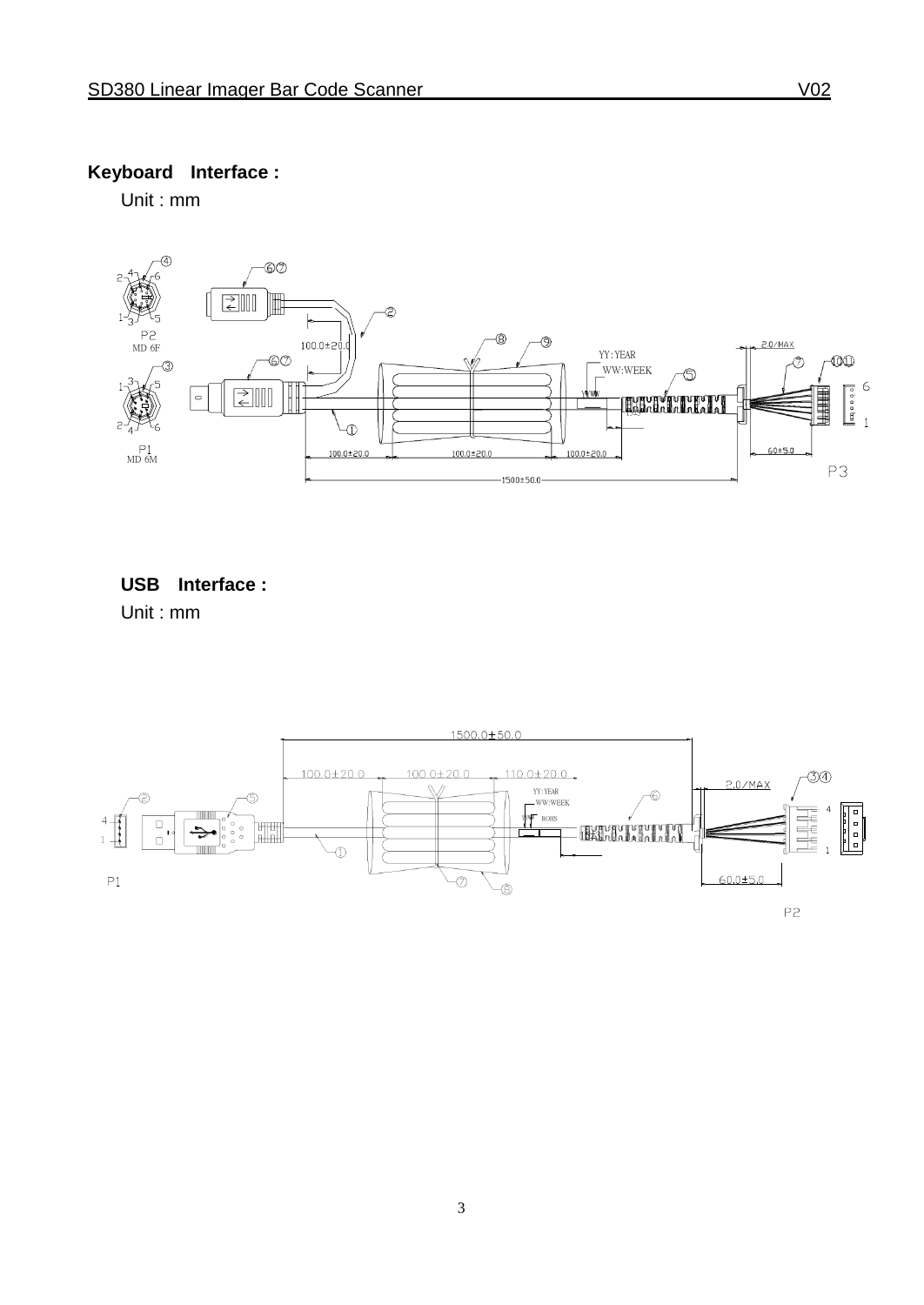## Keyboard Interface :

Unit : mm

## USB Interface :

Unit : mm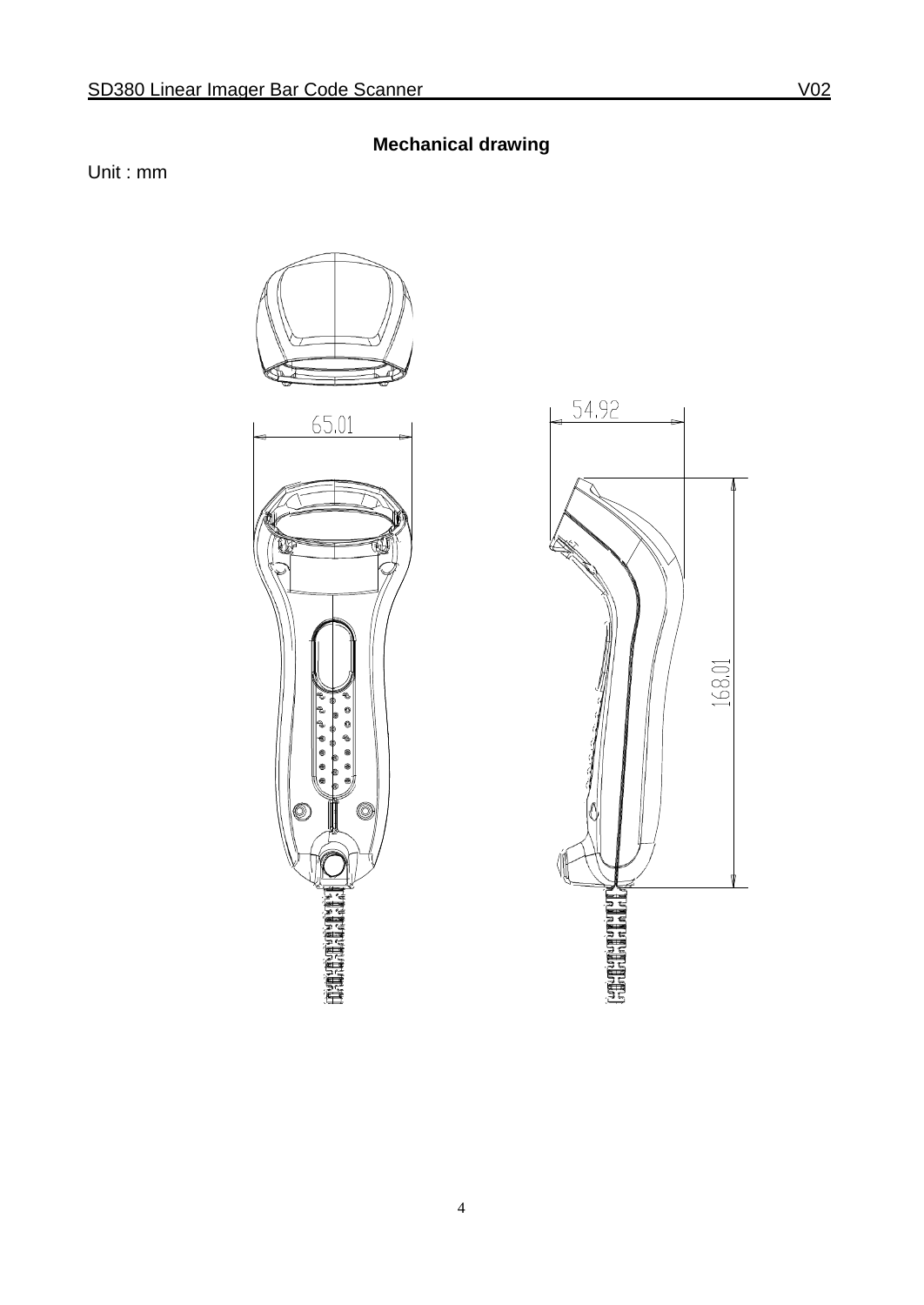## Mechanical drawing

Unit : mm

65.01

54.92

168.01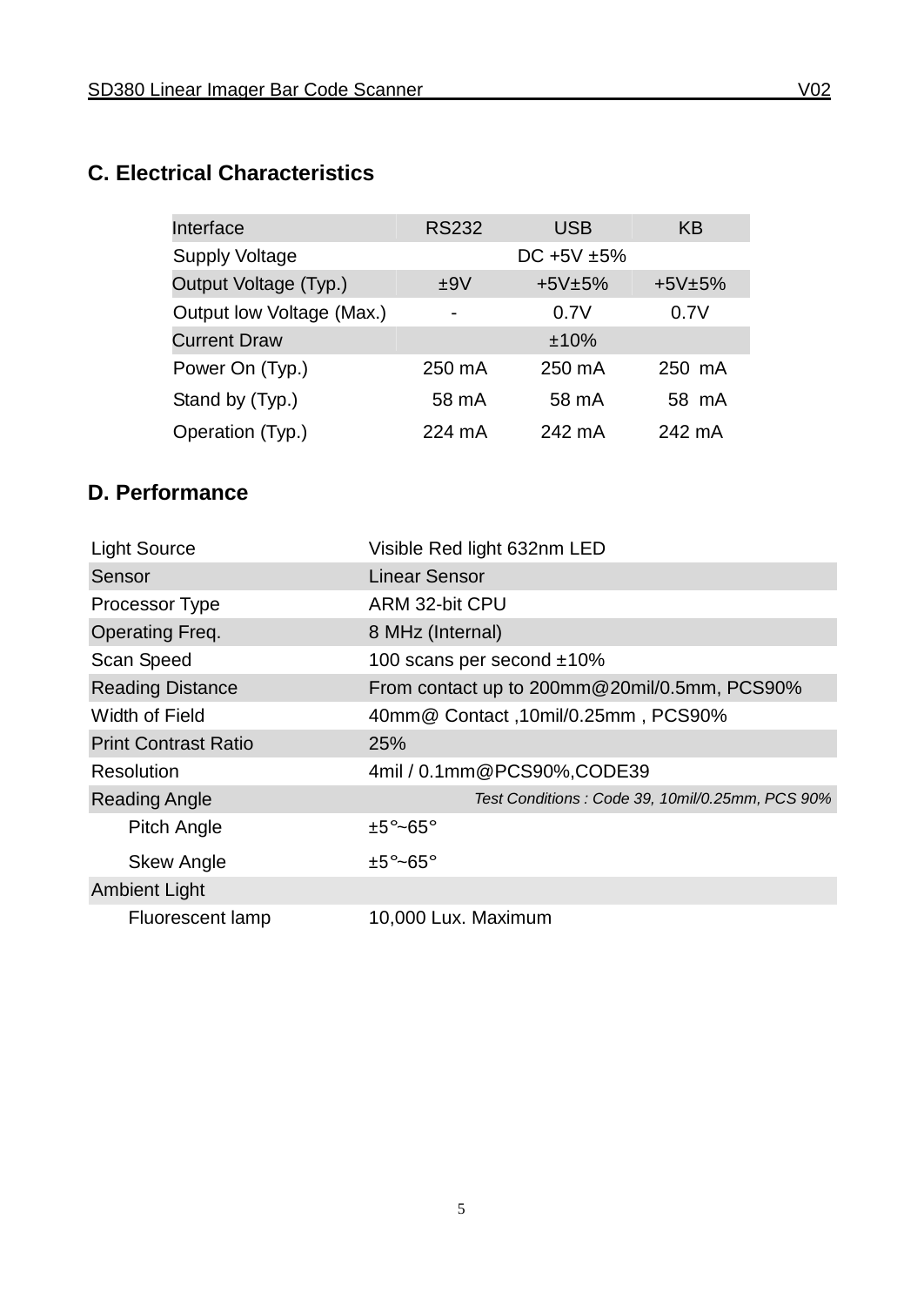## C. Electrical Characteristics

| Interface | RS232 | USB | KB |
|---|---|---|---|
| Supply Voltage | | DC +5V ±5% | |
| Output Voltage (Typ.) | ±9V | +5V±5% | +5V±5% |
| Output low Voltage (Max.) | - | 0.7V | 0.7V |
| Current Draw | | ±10% | |
| Power On (Typ.) | 250 mA | 250 mA | 250 mA |
| Stand by (Typ.) | 58 mA | 58 mA | 58 mA |
| Operation (Typ.) | 224 mA | 242 mA | 242 mA |

## D. Performance

| | |
|---|---|
| Light Source | Visible Red light 632nm LED |
| Sensor | Linear Sensor |
| Processor Type | ARM 32-bit CPU |
| Operating Freq. | 8 MHz (Internal) |
| Scan Speed | 100 scans per second ±10% |
| Reading Distance | From contact up to 200mm@20mil/0.5mm, PCS90% |
| Width of Field | 40mm@ Contact ,10mil/0.25mm , PCS90% |
| Print Contrast Ratio | 25% |
| Resolution | 4mil / 0.1mm@PCS90%,CODE39 |
| Reading Angle | *Test Conditions : Code 39, 10mil/0.25mm, PCS 90%* |
| Pitch Angle | ±5°~65° |
| Skew Angle | ±5°~65° |
| Ambient Light | |
| Fluorescent lamp | 10,000 Lux. Maximum |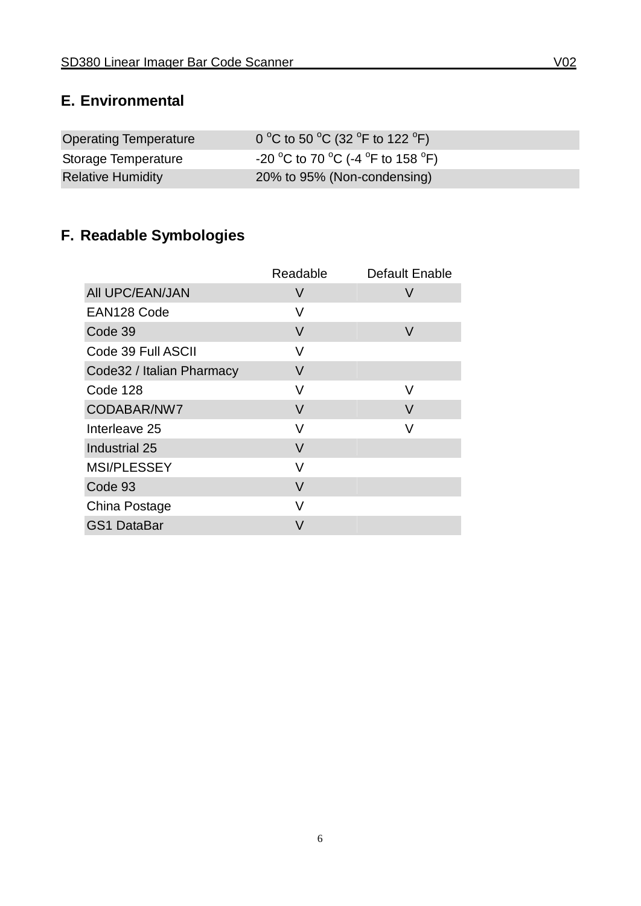## E. Environmental

| | |
|---|---|
| Operating Temperature | 0 $^{o}$C to 50 $^{o}$C (32 $^{o}$F to 122 $^{o}$F) |
| Storage Temperature | -20 $^{o}$C to 70 $^{o}$C (-4 $^{o}$F to 158 $^{o}$F) |
| Relative Humidity | 20% to 95% (Non-condensing) |

## F. Readable Symbologies

| | Readable | Default Enable |
|---|---|---|
| All UPC/EAN/JAN | V | V |
| EAN128 Code | V | |
| Code 39 | V | V |
| Code 39 Full ASCII | V | |
| Code32 / Italian Pharmacy | V | |
| Code 128 | V | V |
| CODABAR/NW7 | V | V |
| Interleave 25 | V | V |
| Industrial 25 | V | |
| MSI/PLESSEY | V | |
| Code 93 | V | |
| China Postage | V | |
| GS1 DataBar | V | |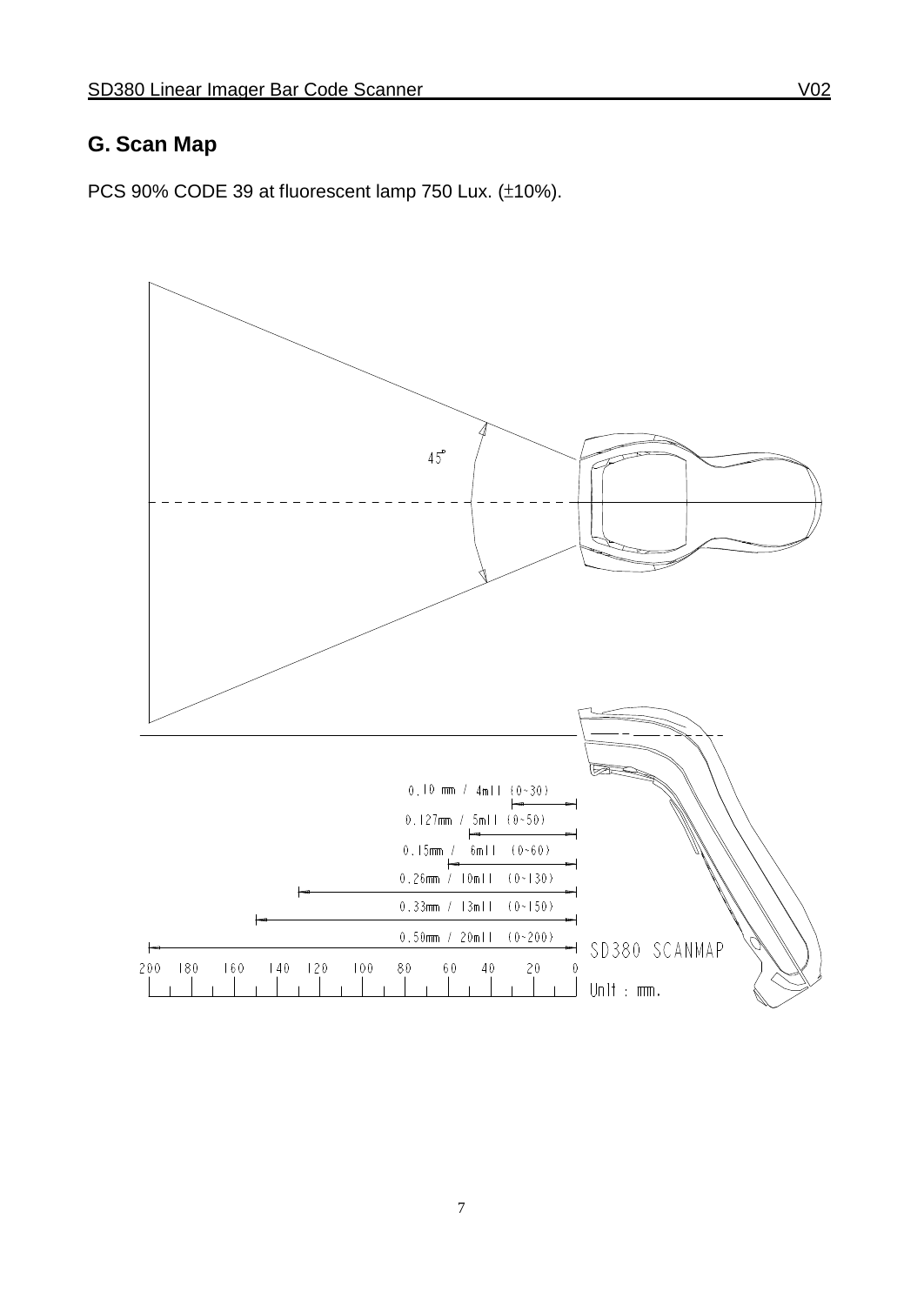## G. Scan Map

PCS 90% CODE 39 at fluorescent lamp 750 Lux. (±10%).

45°

0.10 mm / 4mil (0~30)

0.127mm / 5mil (0~50)

0.15mm / 6mil (0~60)

0.26mm / 10mil (0~130)

0.33mm / 13mil (0~150)

0.50mm / 20mil (0~200)

200 180 160 140 120 100 80 60 40 20 0

SD380 SCANMAP

Unit : mm.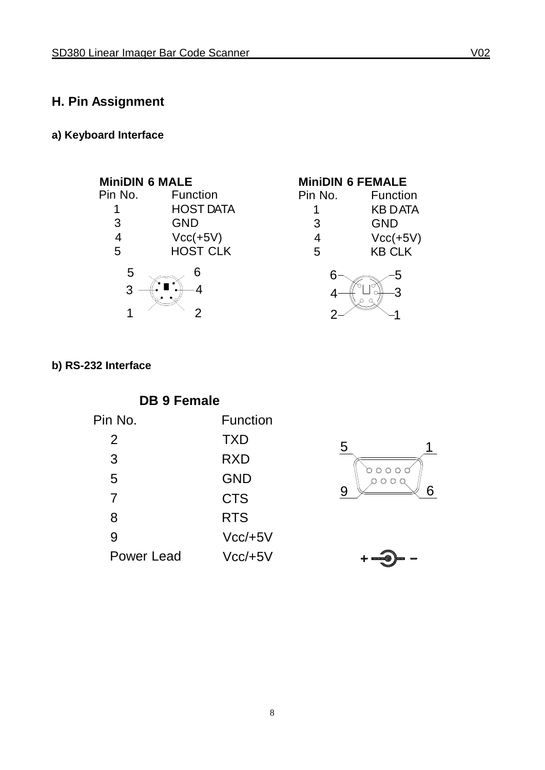## H. Pin Assignment

### a) Keyboard Interface

**MiniDIN 6 MALE**

| Pin No. | Function |
| --- | --- |
| 1 | HOST DATA |
| 3 | GND |
| 4 | Vcc(+5V) |
| 5 | HOST CLK |

**MiniDIN 6 FEMALE**

| Pin No. | Function |
| --- | --- |
| 1 | KB DATA |
| 3 | GND |
| 4 | Vcc(+5V) |
| 5 | KB CLK |

### b) RS-232 Interface

**DB 9 Female**

| Pin No. | Function |
| --- | --- |
| 2 | TXD |
| 3 | RXD |
| 5 | GND |
| 7 | CTS |
| 8 | RTS |
| 9 | Vcc/+5V |
| Power Lead | Vcc/+5V |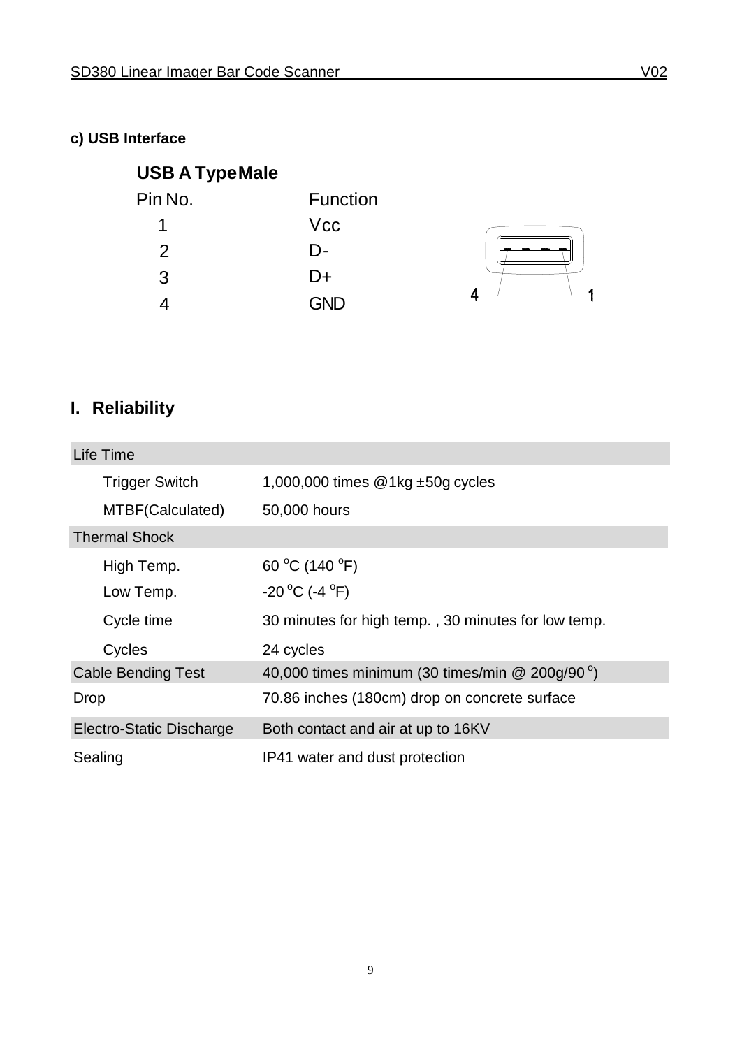**c) USB Interface**

**USB A Type Male**

| Pin No. | Function |
|---|---|
| 1 | Vcc |
| 2 | D- |
| 3 | D+ |
| 4 | GND |

4 1

## I. Reliability

| | |
|---|---|
| Life Time | |
| Trigger Switch | 1,000,000 times @1kg ±50g cycles |
| MTBF(Calculated) | 50,000 hours |
| Thermal Shock | |
| High Temp. | 60 °C (140 °F) |
| Low Temp. | -20 °C (-4 °F) |
| Cycle time | 30 minutes for high temp. , 30 minutes for low temp. |
| Cycles | 24 cycles |
| Cable Bending Test | 40,000 times minimum (30 times/min @ 200g/90 °) |
| Drop | 70.86 inches (180cm) drop on concrete surface |
| Electro-Static Discharge | Both contact and air at up to 16KV |
| Sealing | IP41 water and dust protection |